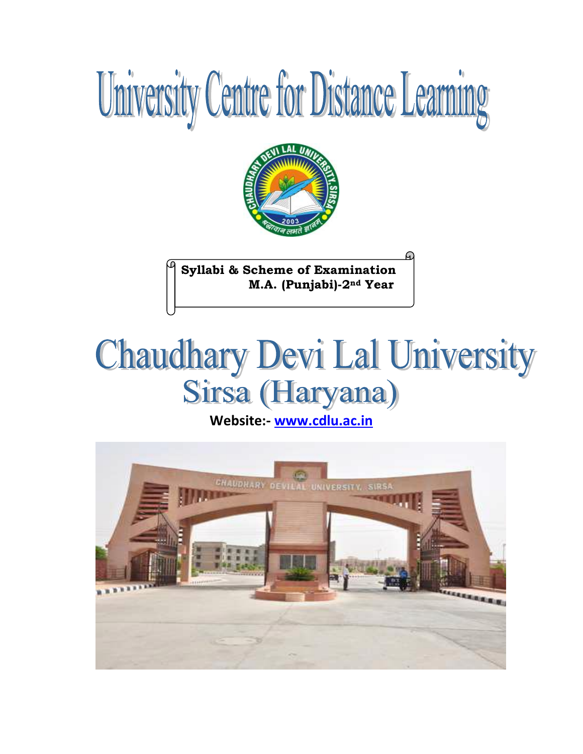# University Centre for Distance Learning

**Syllabi & Scheme of Examination**
**M.A. (Punjabi)-2nd Year**

# Chaudhary Devi Lal University
## Sirsa (Haryana)

**Website:- www.cdlu.ac.in**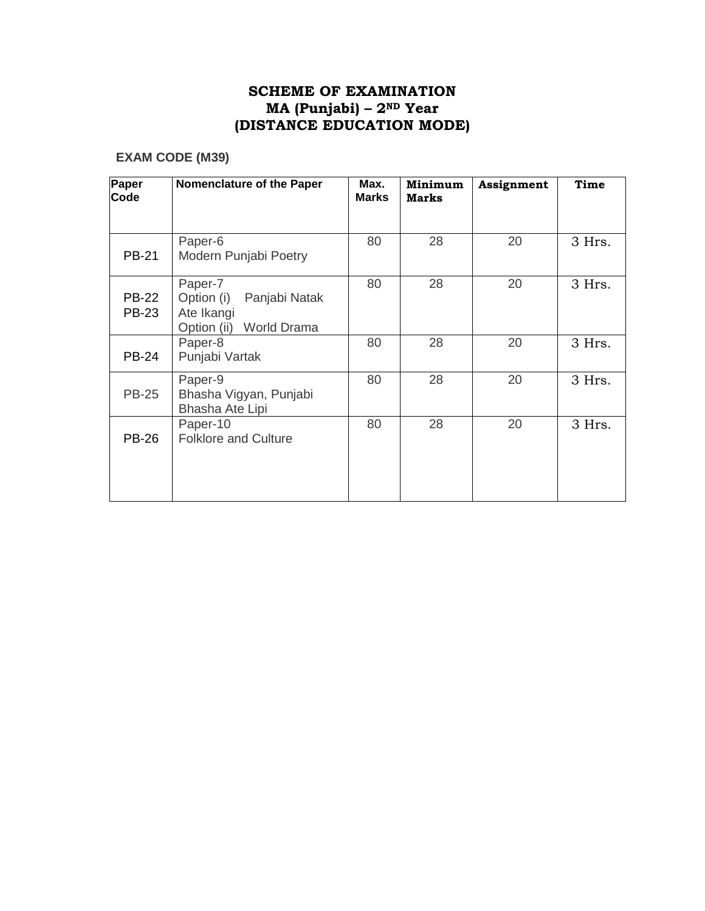# SCHEME OF EXAMINATION
# MA (Punjabi) – 2ND Year
# (DISTANCE EDUCATION MODE)

**EXAM CODE (M39)**

| Paper Code | Nomenclature of the Paper | Max. Marks | Minimum Marks | Assignment | Time |
|---|---|---|---|---|---|
| PB-21 | Paper-6<br>Modern Punjabi Poetry | 80 | 28 | 20 | 3 Hrs. |
| PB-22<br>PB-23 | Paper-7<br>Option (i) Panjabi Natak Ate Ikangi<br>Option (ii) World Drama | 80 | 28 | 20 | 3 Hrs. |
| PB-24 | Paper-8<br>Punjabi Vartak | 80 | 28 | 20 | 3 Hrs. |
| PB-25 | Paper-9<br>Bhasha Vigyan, Punjabi Bhasha Ate Lipi | 80 | 28 | 20 | 3 Hrs. |
| PB-26 | Paper-10<br>Folklore and Culture | 80 | 28 | 20 | 3 Hrs. |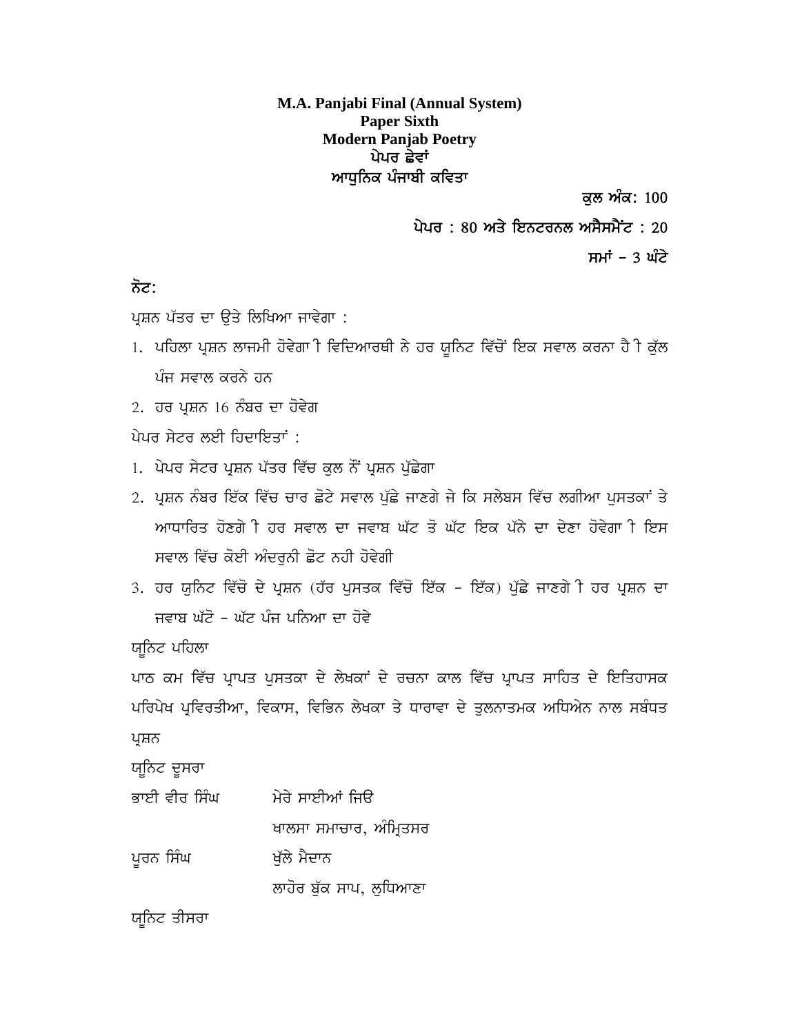**M.A. Panjabi Final (Annual System)**
**Paper Sixth**
**Modern Panjab Poetry**
**ਪੇਪਰ ਛੇਵਾਂ**
**ਆਧੁਨਿਕ ਪੰਜਾਬੀ ਕਵਿਤਾ**

**ਕੁਲ ਅੰਕ:** 100

**ਪੇਪਰ :** 80 **ਅਤੇ ਇਨਟਰਨਲ ਅਸੈਸਮੈਂਟ :** 20

**ਸਮਾਂ – 3 ਘੰਟੇ**

**ਨੋਟ:**

ਪ੍ਰਸ਼ਨ ਪੱਤਰ ਦਾ ਉਤੇ ਲਿਖਿਆ ਜਾਵੇਗਾ :

1. ਪਹਿਲਾ ਪ੍ਰਸ਼ਨ ਲਾਜਮੀ ਹੋਵੇਗਾ ੀ ਵਿਦਿਆਰਥੀ ਨੇ ਹਰ ਯੂਨਿਟ ਵਿੱਚੋਂ ਇਕ ਸਵਾਲ ਕਰਨਾ ਹੈ ੀ ਕੁੱਲ ਪੰਜ ਸਵਾਲ ਕਰਨੇ ਹਨ
2. ਹਰ ਪ੍ਰਸ਼ਨ 16 ਨੰਬਰ ਦਾ ਹੋਵੇਗ

ਪੇਪਰ ਸੇਟਰ ਲਈ ਹਿਦਾਇਤਾਂ :

1. ਪੇਪਰ ਸੇਟਰ ਪ੍ਰਸ਼ਨ ਪੱਤਰ ਵਿੱਚ ਕੁਲ ਨੌਂ ਪ੍ਰਸ਼ਨ ਪੁੱਛੇਗਾ
2. ਪ੍ਰਸ਼ਨ ਨੰਬਰ ਇੱਕ ਵਿੱਚ ਚਾਰ ਛੋਟੇ ਸਵਾਲ ਪੁੱਛੇ ਜਾਣਗੇ ਜੇ ਕਿ ਸਲੇਬਸ ਵਿੱਚ ਲਗੀਆ ਪੁਸਤਕਾਂ ਤੇ ਆਧਾਰਿਤ ਹੋਣਗੇ ੀ ਹਰ ਸਵਾਲ ਦਾ ਜਵਾਬ ਘੱਟ ਤੋ ਘੱਟ ਇਕ ਪੱਨੇ ਦਾ ਦੇਣਾ ਹੋਵੇਗਾ ੀ ਇਸ ਸਵਾਲ ਵਿੱਚ ਕੋਈ ਅੰਦਰੂਨੀ ਛੋਟ ਨਹੀ ਹੋਵੇਗੀ
3. ਹਰ ਯੁਨਿਟ ਵਿੱਚੋ ਦੇ ਪ੍ਰਸ਼ਨ (ਹੱਰ ਪੁਸਤਕ ਵਿੱਚੋ ਇੱਕ - ਇੱਕ) ਪੁੱਛੇ ਜਾਣਗੇ ੀ ਹਰ ਪ੍ਰਸ਼ਨ ਦਾ ਜਵਾਬ ਘੱਟੋ - ਘੱਟ ਪੰਜ ਪਨਿਆ ਦਾ ਹੋਵੇ

ਯੂਨਿਟ ਪਹਿਲਾ

ਪਾਠ ਕਮ ਵਿੱਚ ਪ੍ਰਾਪਤ ਪੁਸਤਕਾ ਦੇ ਲੇਖਕਾਂ ਦੇ ਰਚਨਾ ਕਾਲ ਵਿੱਚ ਪ੍ਰਾਪਤ ਸਾਹਿਤ ਦੇ ਇਤਿਹਾਸਕ ਪਰਿਪੇਖ ਪ੍ਰਵਿਰਤੀਆ, ਵਿਕਾਸ, ਵਿਭਿਨ ਲੇਖਕਾ ਤੇ ਧਾਰਾਵਾ ਦੇ ਤੁਲਨਾਤਮਕ ਅਧਿਐਨ ਨਾਲ ਸਬੰਧਤ ਪ੍ਰਸ਼ਨ

ਯੂਨਿਟ ਦੂਸਰਾ

| | |
|---|---|
| ਭਾਈ ਵੀਰ ਸਿੰਘ | ਮੇਰੇ ਸਾਈਆਂ ਜਿਓ |
| | ਖਾਲਸਾ ਸਮਾਚਾਰ, ਅੰਮ੍ਰਿਤਸਰ |
| ਪੂਰਨ ਸਿੰਘ | ਖੁੱਲੇ ਮੈਦਾਨ |
| | ਲਾਹੋਰ ਬੁੱਕ ਸਾਪ, ਲੁਧਿਆਣਾ |

ਯੂਨਿਟ ਤੀਸਰਾ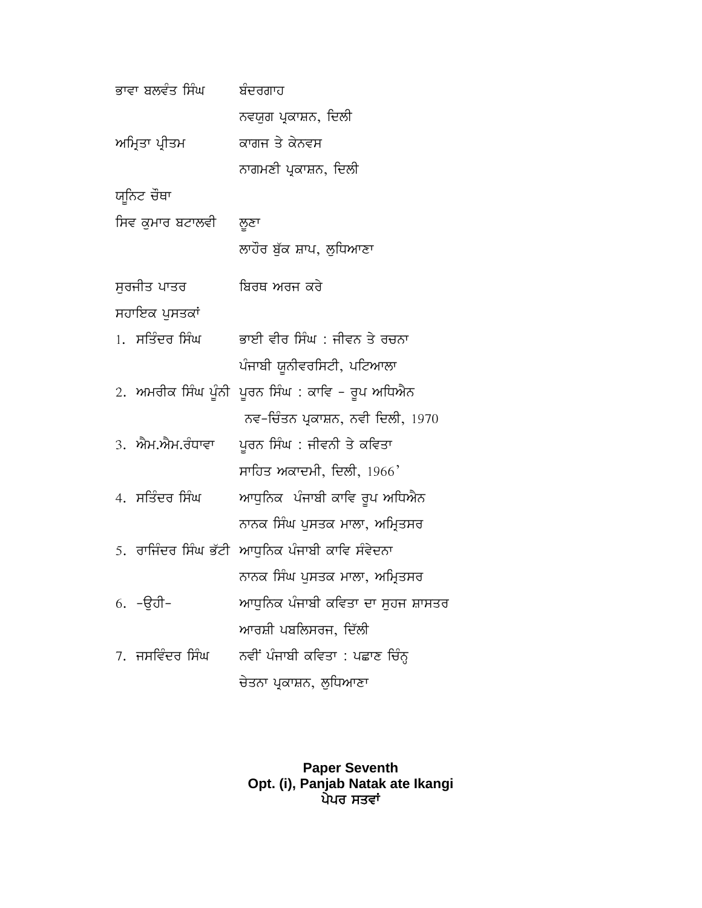ਭਾਵਾ ਬਲਵੰਤ ਸਿੰਘ	ਬੰਦਰਗਾਹ
ਨਵਯੁਗ ਪ੍ਰਕਾਸ਼ਨ, ਦਿਲੀ

ਅਮ੍ਰਿਤਾ ਪ੍ਰੀਤਮ	ਕਾਗਜ ਤੇ ਕੇਨਵਸ
ਨਾਗਮਣੀ ਪ੍ਰਕਾਸ਼ਨ, ਦਿਲੀ

ਯੂਨਿਟ ਚੌਥਾ

ਸਿਵ ਕੁਮਾਰ ਬਟਾਲਵੀ	ਲੂਣਾ
ਲਾਹੌਰ ਬੁੱਕ ਸ਼ਾਪ, ਲੁਧਿਆਣਾ

ਸੁਰਜੀਤ ਪਾਤਰ	ਬਿਰਥ ਅਰਜ ਕਰੇ

ਸਹਾਇਕ ਪੁਸਤਕਾਂ

1. ਸਤਿੰਦਰ ਸਿੰਘ	ਭਾਈ ਵੀਰ ਸਿੰਘ : ਜੀਵਨ ਤੇ ਰਚਨਾ
ਪੰਜਾਬੀ ਯੂਨੀਵਰਸਿਟੀ, ਪਟਿਆਲਾ
2. ਅਮਰੀਕ ਸਿੰਘ ਪੂੰਨੀ	ਪੂਰਨ ਸਿੰਘ : ਕਾਵਿ - ਰੂਪ ਅਧਿਐਨ
ਨਵ-ਚਿੰਤਨ ਪ੍ਰਕਾਸ਼ਨ, ਨਵੀ ਦਿਲੀ, 1970
3. ਐਮ.ਐਮ.ਰੰਧਾਵਾ	ਪੂਰਨ ਸਿੰਘ : ਜੀਵਨੀ ਤੇ ਕਵਿਤਾ
ਸਾਹਿਤ ਅਕਾਦਮੀ, ਦਿਲੀ, 1966'
4. ਸਤਿੰਦਰ ਸਿੰਘ	ਆਧੁਨਿਕ ਪੰਜਾਬੀ ਕਾਵਿ ਰੂਪ ਅਧਿਐਨ
ਨਾਨਕ ਸਿੰਘ ਪੁਸਤਕ ਮਾਲਾ, ਅਮ੍ਰਿਤਸਰ
5. ਰਾਜਿੰਦਰ ਸਿੰਘ ਭੱਟੀ	ਆਧੁਨਿਕ ਪੰਜਾਬੀ ਕਾਵਿ ਸੰਵੇਦਨਾ
ਨਾਨਕ ਸਿੰਘ ਪੁਸਤਕ ਮਾਲਾ, ਅਮ੍ਰਿਤਸਰ
6. -ਉਹੀ-	ਆਧੁਨਿਕ ਪੰਜਾਬੀ ਕਵਿਤਾ ਦਾ ਸੁਹਜ ਸ਼ਾਸਤਰ
ਆਰਸ਼ੀ ਪਬਲਿਸਰਜ, ਦਿੱਲੀ
7. ਜਸਵਿੰਦਰ ਸਿੰਘ	ਨਵੀਂ ਪੰਜਾਬੀ ਕਵਿਤਾ : ਪਛਾਣ ਚਿੰਨ੍ਹ
ਚੇਤਨਾ ਪ੍ਰਕਾਸ਼ਨ, ਲੁਧਿਆਣਾ

**Paper Seventh**
**Opt. (i), Panjab Natak ate Ikangi**
**ਪੇਪਰ ਸਤਵਾਂ**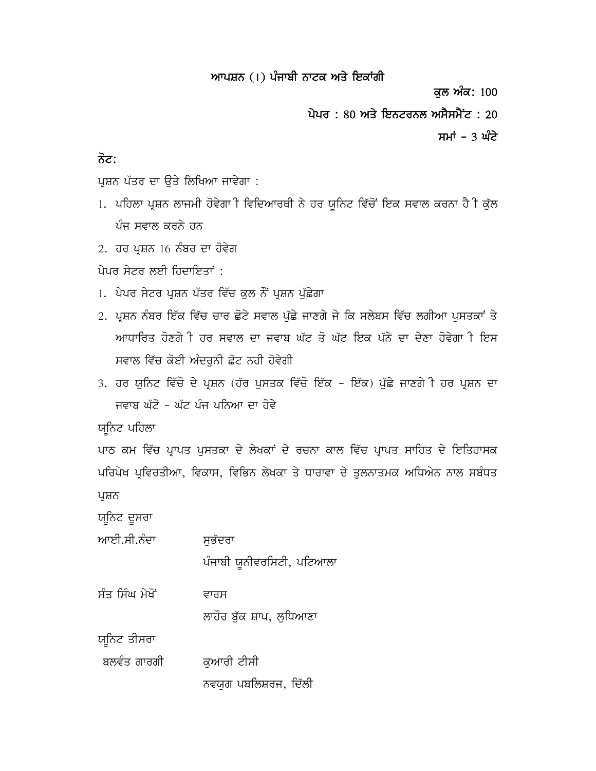## ਆਪਸ਼ਨ (I) ਪੰਜਾਬੀ ਨਾਟਕ ਅਤੇ ਇਕਾਂਗੀ

**ਕੁਲ ਅੰਕ: 100**

**ਪੇਪਰ : 80 ਅਤੇ ਇਨਟਰਨਲ ਅਸੈਸਮੈਂਟ : 20**

**ਸਮਾਂ – 3 ਘੰਟੇ**

**ਨੋਟ:**

ਪ੍ਰਸ਼ਨ ਪੱਤਰ ਦਾ ਉਤੇ ਲਿਖਿਆ ਜਾਵੇਗਾ :

1. ਪਹਿਲਾ ਪ੍ਰਸ਼ਨ ਲਾਜਮੀ ਹੋਵੇਗਾ ੀ ਵਿਦਿਆਰਥੀ ਨੇ ਹਰ ਯੂਨਿਟ ਵਿੱਚੋਂ ਇਕ ਸਵਾਲ ਕਰਨਾ ਹੈ ੀ ਕੁੱਲ ਪੰਜ ਸਵਾਲ ਕਰਨੇ ਹਨ
2. ਹਰ ਪ੍ਰਸ਼ਨ 16 ਨੰਬਰ ਦਾ ਹੋਵੇਗ

ਪੇਪਰ ਸੇਟਰ ਲਈ ਹਿਦਾਇਤਾਂ :

1. ਪੇਪਰ ਸੇਟਰ ਪ੍ਰਸ਼ਨ ਪੱਤਰ ਵਿੱਚ ਕੁਲ ਨੌਂ ਪ੍ਰਸ਼ਨ ਪੁੱਛੇਗਾ
2. ਪ੍ਰਸ਼ਨ ਨੰਬਰ ਇੱਕ ਵਿੱਚ ਚਾਰ ਛੋਟੇ ਸਵਾਲ ਪੁੱਛੇ ਜਾਣਗੇ ਜੋ ਕਿ ਸਲੇਬਸ ਵਿੱਚ ਲਗੀਆ ਪੁਸਤਕਾਂ ਤੇ ਆਧਾਰਿਤ ਹੋਣਗੇ ੀ ਹਰ ਸਵਾਲ ਦਾ ਜਵਾਬ ਘੱਟ ਤੋ ਘੱਟ ਇਕ ਪੰਨੇ ਦਾ ਦੇਣਾ ਹੋਵੇਗਾ ੀ ਇਸ ਸਵਾਲ ਵਿੱਚ ਕੋਈ ਅੰਦਰੂਨੀ ਛੋਟ ਨਹੀ ਹੋਵੇਗੀ
3. ਹਰ ਯੂਨਿਟ ਵਿੱਚੋ ਦੋ ਪ੍ਰਸ਼ਨ (ਹੱਰ ਪੁਸਤਕ ਵਿੱਚੋ ਇੱਕ - ਇੱਕ) ਪੁੱਛੇ ਜਾਣਗੇ ੀ ਹਰ ਪ੍ਰਸ਼ਨ ਦਾ ਜਵਾਬ ਘੱਟੋ - ਘੱਟ ਪੰਜ ਪਨਿਆ ਦਾ ਹੋਵੇ

ਯੂਨਿਟ ਪਹਿਲਾ

ਪਾਠ ਕਮ ਵਿੱਚ ਪ੍ਰਾਪਤ ਪੁਸਤਕਾ ਦੇ ਲੇਖਕਾਂ ਦੇ ਰਚਨਾ ਕਾਲ ਵਿੱਚ ਪ੍ਰਾਪਤ ਸਾਹਿਤ ਦੇ ਇਤਿਹਾਸਕ ਪਰਿਪੇਖ ਪ੍ਰਵਿਰਤੀਆ, ਵਿਕਾਸ, ਵਿਭਿਨ ਲੇਖਕਾ ਤੇ ਧਾਰਾਵਾ ਦੇ ਤੁਲਨਾਤਮਕ ਅਧਿਐਨ ਨਾਲ ਸਬੰਧਤ ਪ੍ਰਸ਼ਨ

ਯੂਨਿਟ ਦੂਸਰਾ

ਆਈ.ਸੀ.ਨੰਦਾ — ਸੁਭੱਦਰਾ
ਪੰਜਾਬੀ ਯੂਨੀਵਰਸਿਟੀ, ਪਟਿਆਲਾ

ਸੰਤ ਸਿੰਘ ਸੇਖੋਂ — ਵਾਰਸ
ਲਾਹੌਰ ਬੁੱਕ ਸ਼ਾਪ, ਲੁਧਿਆਣਾ

ਯੂਨਿਟ ਤੀਸਰਾ

ਬਲਵੰਤ ਗਾਰਗੀ — ਕੁਆਰੀ ਟੀਸੀ
ਨਵਯੁਗ ਪਬਲਿਸ਼ਰਜ, ਦਿੱਲੀ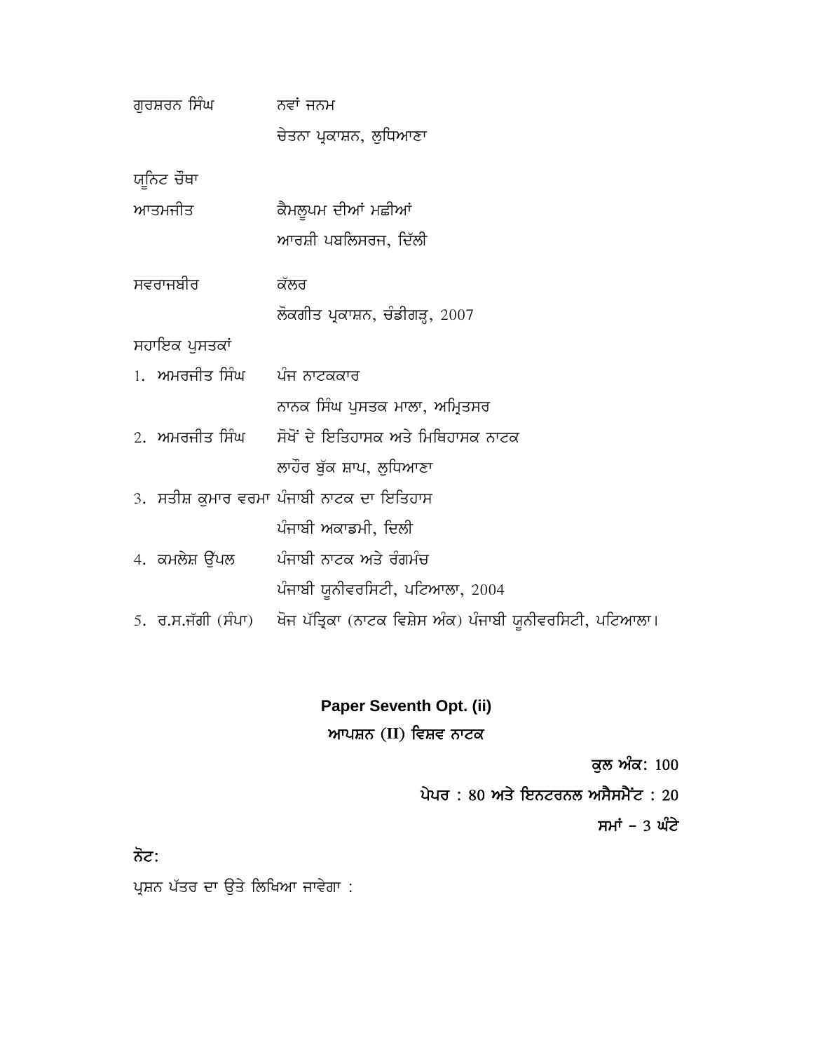ਗੁਰਸ਼ਰਨ ਸਿੰਘ ਨਵਾਂ ਜਨਮ
ਚੇਤਨਾ ਪ੍ਰਕਾਸ਼ਨ, ਲੁਧਿਆਣਾ

ਯੂਨਿਟ ਚੌਥਾ

ਆਤਮਜੀਤ ਕੈਮਲੂਪਮ ਦੀਆਂ ਮੱਛੀਆਂ
ਆਰਸ਼ੀ ਪਬਲਿਸਰਜ, ਦਿੱਲੀ

ਸਵਰਾਜਬੀਰ ਕੱਲਰ
ਲੋਕਗੀਤ ਪ੍ਰਕਾਸ਼ਨ, ਚੰਡੀਗੜ੍ਹ, 2007

ਸਹਾਇਕ ਪੁਸਤਕਾਂ

1. ਅਮਰਜੀਤ ਸਿੰਘ ਪੰਜ ਨਾਟਕਕਾਰ
ਨਾਨਕ ਸਿੰਘ ਪੁਸਤਕ ਮਾਲਾ, ਅਮ੍ਰਿਤਸਰ
2. ਅਮਰਜੀਤ ਸਿੰਘ ਸੋਖੋਂ ਦੇ ਇਤਿਹਾਸਕ ਅਤੇ ਮਿਥਿਹਾਸਕ ਨਾਟਕ
ਲਾਹੌਰ ਬੁੱਕ ਸ਼ਾਪ, ਲੁਧਿਆਣਾ
3. ਸਤੀਸ਼ ਕੁਮਾਰ ਵਰਮਾ ਪੰਜਾਬੀ ਨਾਟਕ ਦਾ ਇਤਿਹਾਸ
ਪੰਜਾਬੀ ਅਕਾਡਮੀ, ਦਿਲੀ
4. ਕਮਲੇਸ਼ ਉੱਪਲ ਪੰਜਾਬੀ ਨਾਟਕ ਅਤੇ ਰੰਗਮੰਚ
ਪੰਜਾਬੀ ਯੂਨੀਵਰਸਿਟੀ, ਪਟਿਆਲਾ, 2004
5. ਰ.ਸ.ਜੱਗੀ (ਸੰਪਾ) ਖੋਜ ਪੱਤ੍ਰਿਕਾ (ਨਾਟਕ ਵਿਸ਼ੇਸ ਅੰਕ) ਪੰਜਾਬੀ ਯੂਨੀਵਰਸਿਟੀ, ਪਟਿਆਲਾ।

## Paper Seventh Opt. (ii)

## ਆਪਸ਼ਨ (II) ਵਿਸ਼ਵ ਨਾਟਕ

**ਕੁਲ ਅੰਕ: 100**

**ਪੇਪਰ : 80 ਅਤੇ ਇਨਟਰਨਲ ਅਸੈਸਮੈਂਟ : 20**

**ਸਮਾਂ – 3 ਘੰਟੇ**

**ਨੋਟ:**

ਪ੍ਰਸ਼ਨ ਪੱਤਰ ਦਾ ਉਤੇ ਲਿਖਿਆ ਜਾਵੇਗਾ :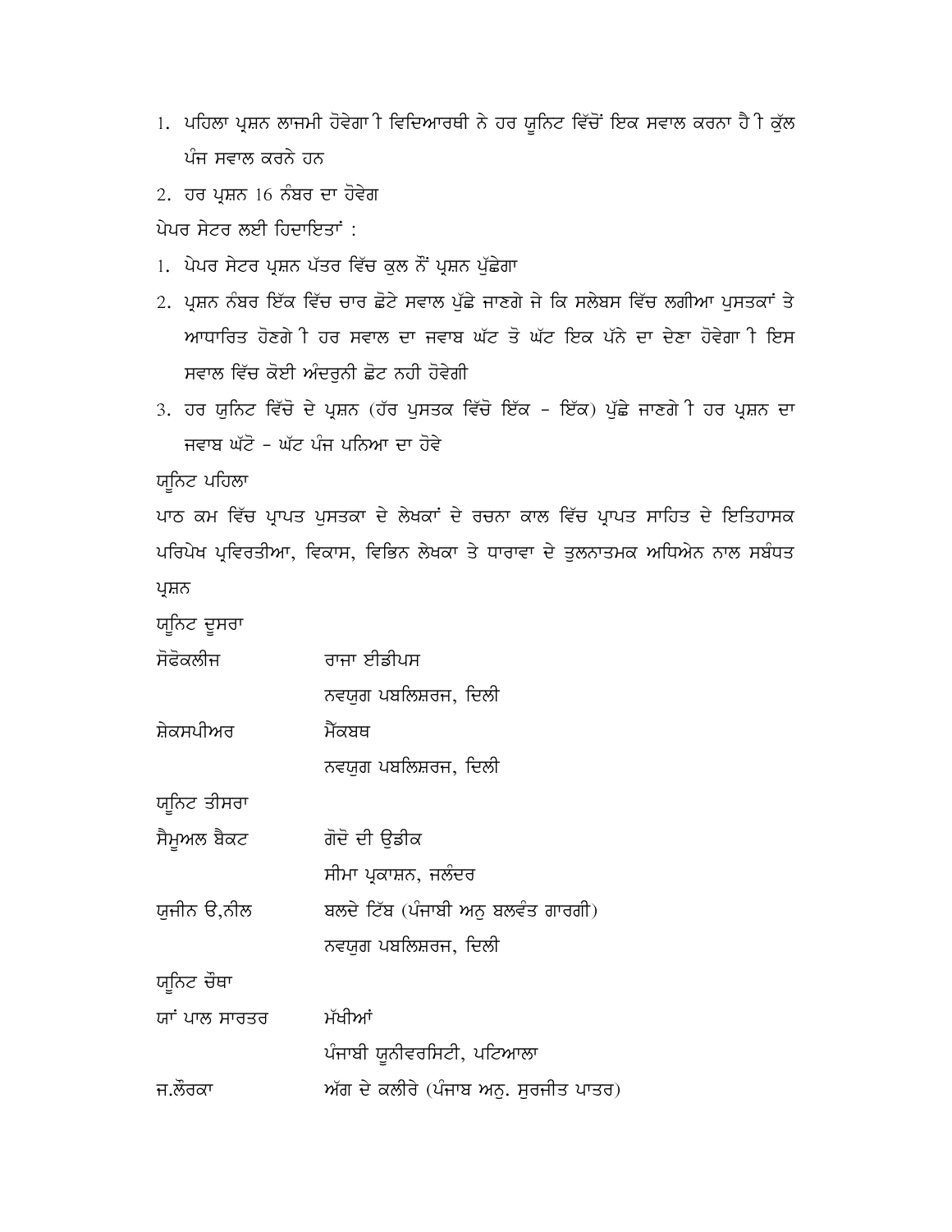1. ਪਹਿਲਾ ਪ੍ਰਸ਼ਨ ਲਾਜਮੀ ਹੋਵੇਗਾ ੀ ਵਿਦਿਆਰਥੀ ਨੇ ਹਰ ਯੂਨਿਟ ਵਿੱਚੋਂ ਇਕ ਸਵਾਲ ਕਰਨਾ ਹੈ ੀ ਕੁੱਲ ਪੰਜ ਸਵਾਲ ਕਰਨੇ ਹਨ
2. ਹਰ ਪ੍ਰਸ਼ਨ 16 ਨੰਬਰ ਦਾ ਹੋਵੇਗ

ਪੇਪਰ ਸੇਟਰ ਲਈ ਹਿਦਾਇਤਾਂ :

1. ਪੇਪਰ ਸੇਟਰ ਪ੍ਰਸ਼ਨ ਪੱਤਰ ਵਿੱਚ ਕੁਲ ਨੌਂ ਪ੍ਰਸ਼ਨ ਪੁੱਛੇਗਾ
2. ਪ੍ਰਸ਼ਨ ਨੰਬਰ ਇੱਕ ਵਿੱਚ ਚਾਰ ਛੋਟੇ ਸਵਾਲ ਪੁੱਛੇ ਜਾਣਗੇ ਜੋ ਕਿ ਸਲੇਬਸ ਵਿੱਚ ਲਗੀਆ ਪੁਸਤਕਾਂ ਤੇ ਆਧਾਰਿਤ ਹੋਣਗੇ ੀ ਹਰ ਸਵਾਲ ਦਾ ਜਵਾਬ ਘੱਟ ਤੋ ਘੱਟ ਇਕ ਪੰਨੇ ਦਾ ਦੇਣਾ ਹੋਵੇਗਾ ੀ ਇਸ ਸਵਾਲ ਵਿੱਚ ਕੋਈ ਅੰਦਰੂਨੀ ਛੋਟ ਨਹੀ ਹੋਵੇਗੀ
3. ਹਰ ਯੂਨਿਟ ਵਿੱਚੋ ਦੋ ਪ੍ਰਸ਼ਨ (ਹੱਰ ਪੁਸਤਕ ਵਿੱਚੋ ਇੱਕ - ਇੱਕ) ਪੁੱਛੇ ਜਾਣਗੇ ੀ ਹਰ ਪ੍ਰਸ਼ਨ ਦਾ ਜਵਾਬ ਘੱਟੋ - ਘੱਟ ਪੰਜ ਪਨਿਆ ਦਾ ਹੋਵੇ

ਯੂਨਿਟ ਪਹਿਲਾ

ਪਾਠ ਕਮ ਵਿੱਚ ਪ੍ਰਾਪਤ ਪੁਸਤਕਾ ਦੇ ਲੇਖਕਾਂ ਦੇ ਰਚਨਾ ਕਾਲ ਵਿੱਚ ਪ੍ਰਾਪਤ ਸਾਹਿਤ ਦੇ ਇਤਿਹਾਸਕ ਪਰਿਪੇਖ ਪ੍ਰਵਿਰਤੀਆ, ਵਿਕਾਸ, ਵਿਭਿਨ ਲੇਖਕਾ ਤੇ ਧਾਰਾਵਾ ਦੇ ਤੁਲਨਾਤਮਕ ਅਧਿਐਨ ਨਾਲ ਸਬੰਧਤ ਪ੍ਰਸ਼ਨ

ਯੂਨਿਟ ਦੂਸਰਾ

ਸੋਫੋਕਲੀਜ — ਰਾਜਾ ਈਡੀਪਸ
ਨਵਯੁਗ ਪਬਲਿਸ਼ਰਜ, ਦਿਲੀ

ਸ਼ੇਕਸਪੀਅਰ — ਮੈਕਬਥ
ਨਵਯੁਗ ਪਬਲਿਸ਼ਰਜ, ਦਿਲੀ

ਯੂਨਿਟ ਤੀਸਰਾ

ਸੈਮੂਅਲ ਬੈਕਟ — ਗੋਦੋ ਦੀ ਉਡੀਕ
ਸੀਮਾ ਪ੍ਰਕਾਸ਼ਨ, ਜਲੰਦਰ

ਯੁਜੀਨ ਓ,ਨੀਲ — ਬਲਦੇ ਟਿੱਬ (ਪੰਜਾਬੀ ਅਨੁ ਬਲਵੰਤ ਗਾਰਗੀ)
ਨਵਯੁਗ ਪਬਲਿਸ਼ਰਜ, ਦਿਲੀ

ਯੂਨਿਟ ਚੌਥਾ

ਯਾਂ ਪਾਲ ਸਾਰਤਰ — ਮੱਖੀਆਂ
ਪੰਜਾਬੀ ਯੂਨੀਵਰਸਿਟੀ, ਪਟਿਆਲਾ

ਜ.ਲੌਰਕਾ — ਅੱਗ ਦੇ ਕਲੀਰੇ (ਪੰਜਾਬ ਅਨੁ. ਸੁਰਜੀਤ ਪਾਤਰ)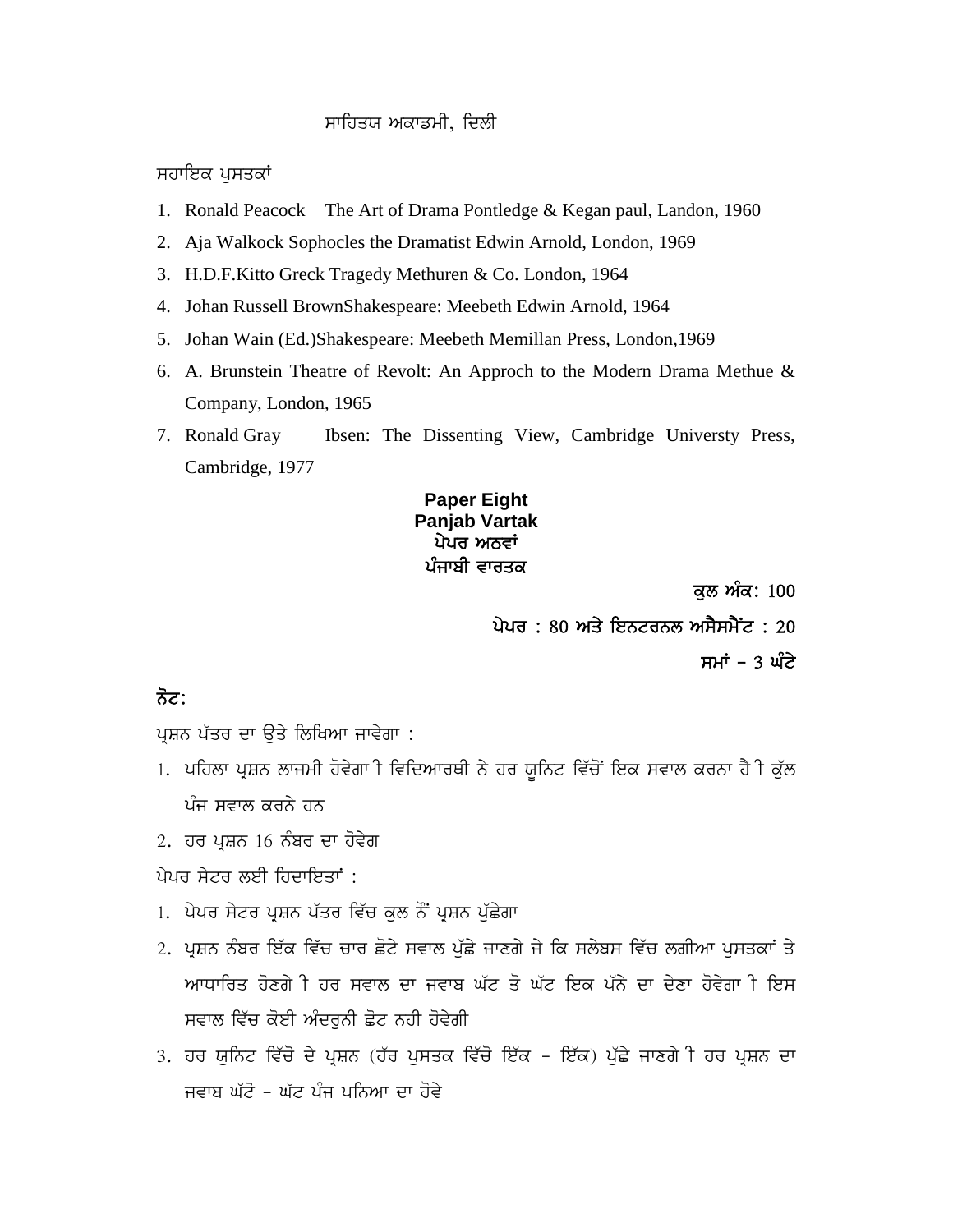ਸਾਹਿਤਯ ਅਕਾਡਮੀ, ਦਿਲੀ

ਸਹਾਇਕ ਪੁਸਤਕਾਂ

1. Ronald Peacock The Art of Drama Pontledge & Kegan paul, Landon, 1960
2. Aja Walkock Sophocles the Dramatist Edwin Arnold, London, 1969
3. H.D.F.Kitto Greck Tragedy Methuren & Co. London, 1964
4. Johan Russell BrownShakespeare: Meebeth Edwin Arnold, 1964
5. Johan Wain (Ed.)Shakespeare: Meebeth Memillan Press, London,1969
6. A. Brunstein Theatre of Revolt: An Approch to the Modern Drama Methue & Company, London, 1965
7. Ronald Gray Ibsen: The Dissenting View, Cambridge Universty Press, Cambridge, 1977

**Paper Eight**
**Panjab Vartak**
**ਪੇਪਰ ਅਠਵਾਂ**
**ਪੰਜਾਬੀ ਵਾਰਤਕ**

**ਕੁਲ ਅੰਕ:** 100

**ਪੇਪਰ : 80 ਅਤੇ ਇਨਟਰਨਲ ਅਸੈਸਮੈਂਟ : 20**

**ਸਮਾਂ – 3 ਘੰਟੇ**

**ਨੋਟ:**

ਪ੍ਰਸ਼ਨ ਪੱਤਰ ਦਾ ਉਤੇ ਲਿਖਿਆ ਜਾਵੇਗਾ :

1. ਪਹਿਲਾ ਪ੍ਰਸ਼ਨ ਲਾਜਮੀ ਹੋਵੇਗਾ ੀ ਵਿਦਿਆਰਥੀ ਨੇ ਹਰ ਯੂਨਿਟ ਵਿੱਚੋਂ ਇਕ ਸਵਾਲ ਕਰਨਾ ਹੈ ੀ ਕੁੱਲ ਪੰਜ ਸਵਾਲ ਕਰਨੇ ਹਨ
2. ਹਰ ਪ੍ਰਸ਼ਨ 16 ਨੰਬਰ ਦਾ ਹੋਵੇਗ

ਪੇਪਰ ਸੇਟਰ ਲਈ ਹਿਦਾਇਤਾਂ :

1. ਪੇਪਰ ਸੇਟਰ ਪ੍ਰਸ਼ਨ ਪੱਤਰ ਵਿੱਚ ਕੁਲ ਨੌਂ ਪ੍ਰਸ਼ਨ ਪੁੱਛੇਗਾ
2. ਪ੍ਰਸ਼ਨ ਨੰਬਰ ਇੱਕ ਵਿੱਚ ਚਾਰ ਛੋਟੇ ਸਵਾਲ ਪੁੱਛੇ ਜਾਣਗੇ ਜੇ ਕਿ ਸਲੇਬਸ ਵਿੱਚ ਲਗੀਆ ਪੁਸਤਕਾਂ ਤੇ ਆਧਾਰਿਤ ਹੋਣਗੇ ੀ ਹਰ ਸਵਾਲ ਦਾ ਜਵਾਬ ਘੱਟ ਤੋ ਘੱਟ ਇਕ ਪੱਨੇ ਦਾ ਦੇਣਾ ਹੋਵੇਗਾ ੀ ਇਸ ਸਵਾਲ ਵਿੱਚ ਕੋਈ ਅੰਦਰੂਨੀ ਛੋਟ ਨਹੀ ਹੋਵੇਗੀ
3. ਹਰ ਯੁਨਿਟ ਵਿੱਚੋ ਦੋ ਪ੍ਰਸ਼ਨ (ਹੱਰ ਪੁਸਤਕ ਵਿੱਚੋ ਇੱਕ – ਇੱਕ) ਪੁੱਛੇ ਜਾਣਗੇ ੀ ਹਰ ਪ੍ਰਸ਼ਨ ਦਾ ਜਵਾਬ ਘੱਟੋ – ਘੱਟ ਪੰਜ ਪਨਿਆ ਦਾ ਹੋਵੇ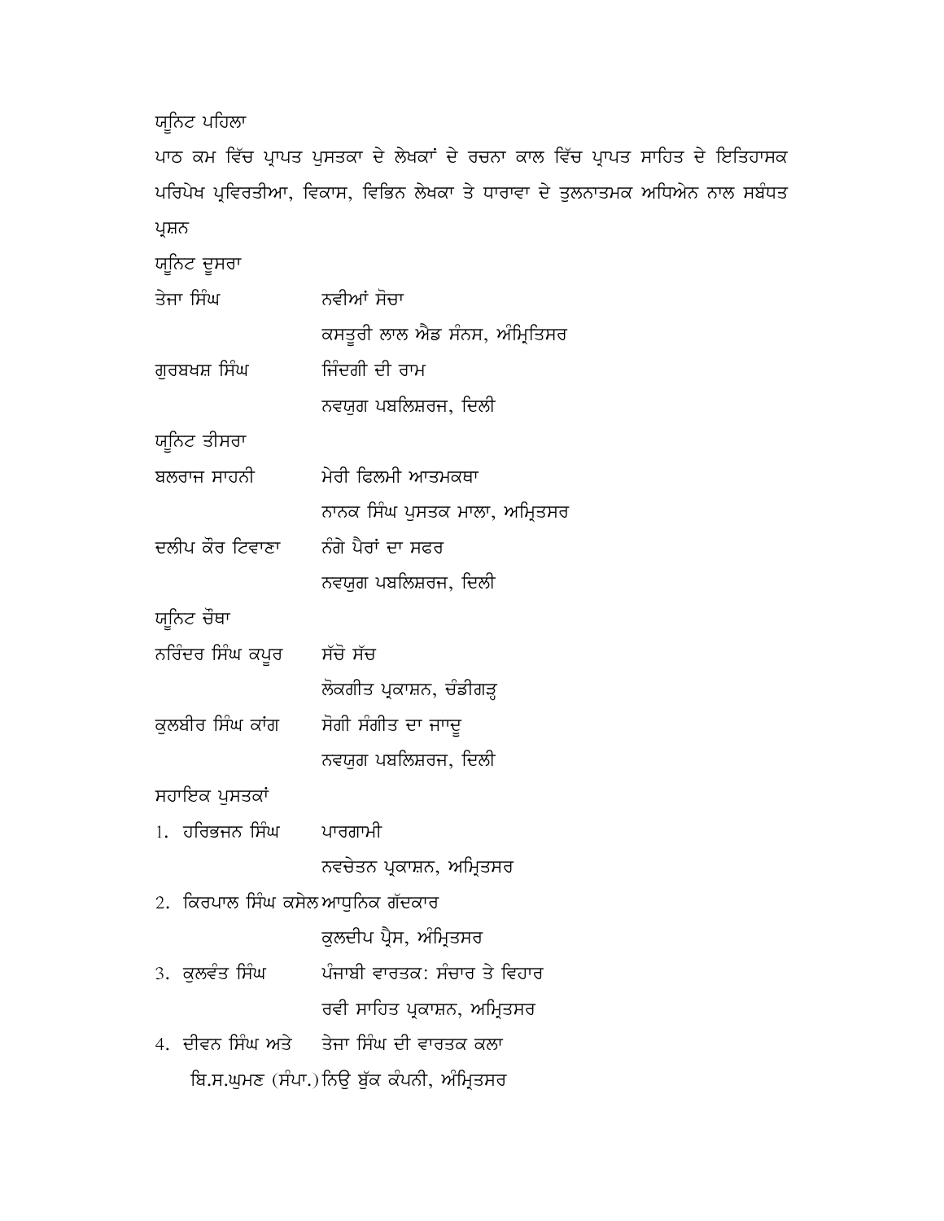ਯੂਨਿਟ ਪਹਿਲਾ

ਪਾਠ ਕਮ ਵਿੱਚ ਪ੍ਰਾਪਤ ਪੁਸਤਕਾ ਦੇ ਲੇਖਕਾਂ ਦੇ ਰਚਨਾ ਕਾਲ ਵਿੱਚ ਪ੍ਰਾਪਤ ਸਾਹਿਤ ਦੇ ਇਤਿਹਾਸਕ ਪਰਿਪੇਖ ਪ੍ਰਵਿਰਤੀਆ, ਵਿਕਾਸ, ਵਿਭਿਨ ਲੇਖਕਾ ਤੇ ਧਾਰਾਵਾ ਦੇ ਤੁਲਨਾਤਮਕ ਅਧਿਐਨ ਨਾਲ ਸਬੰਧਤ ਪ੍ਰਸ਼ਨ

ਯੂਨਿਟ ਦੂਸਰਾ

| | |
|---|---|
| ਤੇਜਾ ਸਿੰਘ | ਨਵੀਆਂ ਸੋਚਾ |
| | ਕਸਤੂਰੀ ਲਾਲ ਐਂਡ ਸੰਨਸ, ਅੰਮ੍ਰਿਤਸਰ |
| ਗੁਰਬਖਸ਼ ਸਿੰਘ | ਜਿੰਦਗੀ ਦੀ ਰਾਸ |
| | ਨਵਯੁਗ ਪਬਲਿਸ਼ਰਜ, ਦਿਲੀ |

ਯੂਨਿਟ ਤੀਸਰਾ

| | |
|---|---|
| ਬਲਰਾਜ ਸਾਹਨੀ | ਮੇਰੀ ਫਿਲਮੀ ਆਤਮਕਥਾ |
| | ਨਾਨਕ ਸਿੰਘ ਪੁਸਤਕ ਮਾਲਾ, ਅਮ੍ਰਿਤਸਰ |
| ਦਲੀਪ ਕੌਰ ਟਿਵਾਣਾ | ਨੰਗੇ ਪੈਰਾਂ ਦਾ ਸਫਰ |
| | ਨਵਯੁਗ ਪਬਲਿਸ਼ਰਜ, ਦਿਲੀ |

ਯੂਨਿਟ ਚੌਥਾ

| | |
|---|---|
| ਨਰਿੰਦਰ ਸਿੰਘ ਕਪੂਰ | ਸੱਚੋ ਸੱਚ |
| | ਲੋਕਗੀਤ ਪ੍ਰਕਾਸ਼ਨ, ਚੰਡੀਗੜ੍ਹ |
| ਕੁਲਬੀਰ ਸਿੰਘ ਕਾਂਗ | ਸੋਗੀ ਸੰਗੀਤ ਦਾ ਜਾਦੂ |
| | ਨਵਯੁਗ ਪਬਲਿਸ਼ਰਜ, ਦਿਲੀ |

ਸਹਾਇਕ ਪੁਸਤਕਾਂ

| | |
|---|---|
| 1. ਹਰਿਭਜਨ ਸਿੰਘ | ਪਾਰਗਾਮੀ |
| | ਨਵਚੇਤਨ ਪ੍ਰਕਾਸ਼ਨ, ਅਮ੍ਰਿਤਸਰ |
| 2. ਕਿਰਪਾਲ ਸਿੰਘ ਕਸੇਲ | ਆਧੁਨਿਕ ਗੱਦਕਾਰ |
| | ਕੁਲਦੀਪ ਪ੍ਰੈਸ, ਅੰਮ੍ਰਿਤਸਰ |
| 3. ਕੁਲਵੰਤ ਸਿੰਘ | ਪੰਜਾਬੀ ਵਾਰਤਕ: ਸੰਚਾਰ ਤੇ ਵਿਹਾਰ |
| | ਰਵੀ ਸਾਹਿਤ ਪ੍ਰਕਾਸ਼ਨ, ਅਮ੍ਰਿਤਸਰ |
| 4. ਦੀਵਨ ਸਿੰਘ ਅਤੇ ਬਿ.ਸ.ਘੁਮਣ (ਸੰਪਾ.) | ਤੇਜਾ ਸਿੰਘ ਦੀ ਵਾਰਤਕ ਕਲਾ |
| | ਨਿਊ ਬੁੱਕ ਕੰਪਨੀ, ਅੰਮ੍ਰਿਤਸਰ |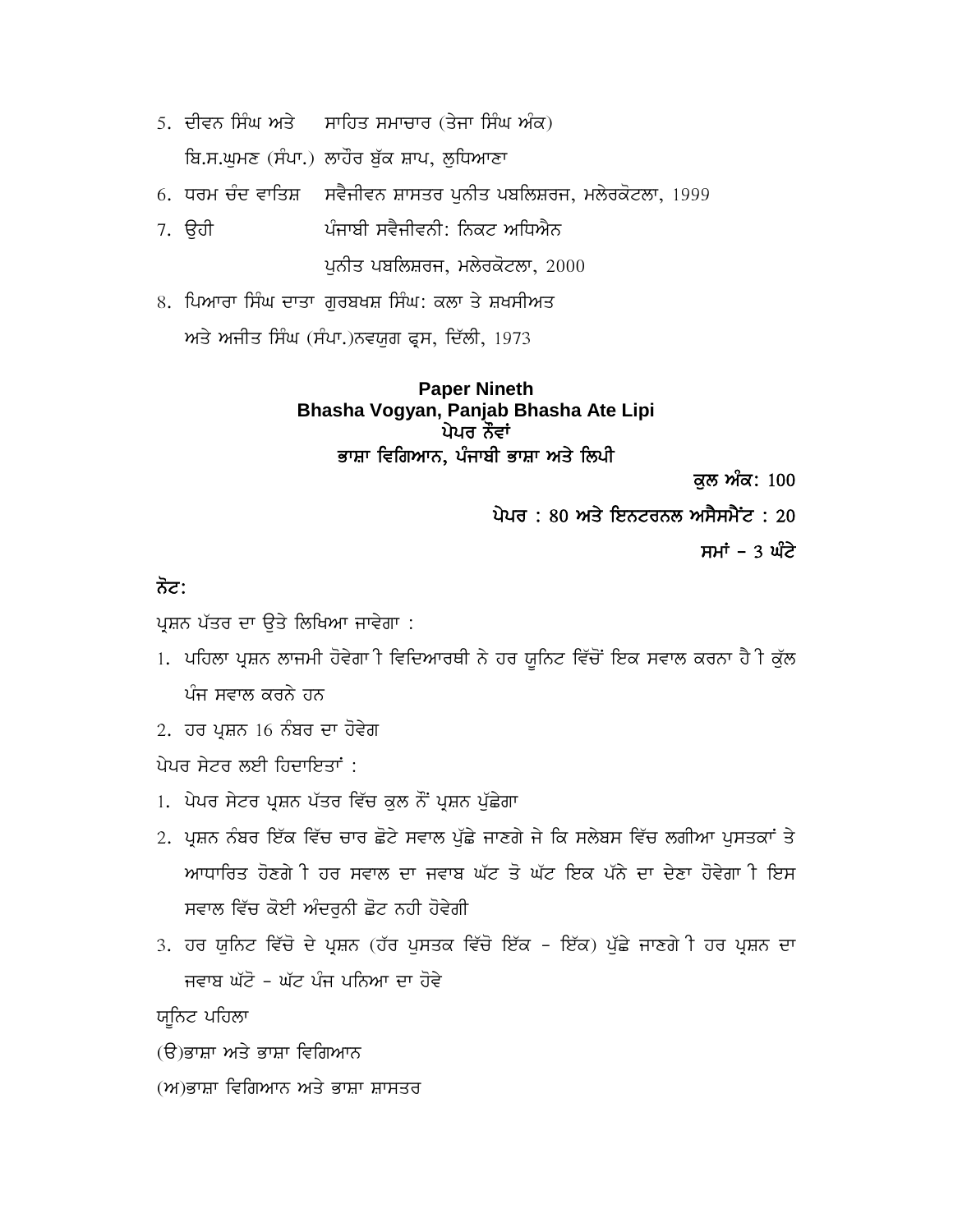5. ਦੀਵਨ ਸਿੰਘ ਅਤੇ ਸਾਹਿਤ ਸਮਾਚਾਰ (ਤੇਜਾ ਸਿੰਘ ਅੰਕ)
   ਬਿ.ਸ.ਘੁਮਣ (ਸੰਪਾ.) ਲਾਹੌਰ ਬੁੱਕ ਸ਼ਾਪ, ਲੁਧਿਆਣਾ
6. ਧਰਮ ਚੰਦ ਵਾਤਿਸ਼ ਸਵੈਜੀਵਨ ਸ਼ਾਸਤਰ ਪੁਨੀਤ ਪਬਲਿਸ਼ਰਜ, ਮਲੇਰਕੋਟਲਾ, 1999
7. ਉਹੀ ਪੰਜਾਬੀ ਸਵੈਜੀਵਨੀ: ਨਿਕਟ ਅਧਿਐਨ
   ਪੁਨੀਤ ਪਬਲਿਸ਼ਰਜ, ਮਲੇਰਕੋਟਲਾ, 2000
8. ਪਿਆਰਾ ਸਿੰਘ ਦਾਤਾ ਗੁਰਬਖਸ਼ ਸਿੰਘ: ਕਲਾ ਤੇ ਸ਼ਖਸੀਅਤ
   ਅਤੇ ਅਜੀਤ ਸਿੰਘ (ਸੰਪਾ.)ਨਵਯੁਗ ਫ੍ਰਸ, ਦਿੱਲੀ, 1973

## Paper Nineth
## Bhasha Vogyan, Panjab Bhasha Ate Lipi
## ਪੇਪਰ ਨੌਵਾਂ
## ਭਾਸ਼ਾ ਵਿਗਿਆਨ, ਪੰਜਾਬੀ ਭਾਸ਼ਾ ਅਤੇ ਲਿਪੀ

**ਕੁਲ ਅੰਕ: 100**

**ਪੇਪਰ : 80 ਅਤੇ ਇਨਟਰਨਲ ਅਸੈਸਮੈਂਟ : 20**

**ਸਮਾਂ – 3 ਘੰਟੇ**

**ਨੋਟ:**

ਪ੍ਰਸ਼ਨ ਪੱਤਰ ਦਾ ਉਤੇ ਲਿਖਿਆ ਜਾਵੇਗਾ :

1. ਪਹਿਲਾ ਪ੍ਰਸ਼ਨ ਲਾਜਮੀ ਹੋਵੇਗਾ ੀ ਵਿਦਿਆਰਥੀ ਨੇ ਹਰ ਯੂਨਿਟ ਵਿੱਚੋਂ ਇਕ ਸਵਾਲ ਕਰਨਾ ਹੈ ੀ ਕੁੱਲ ਪੰਜ ਸਵਾਲ ਕਰਨੇ ਹਨ
2. ਹਰ ਪ੍ਰਸ਼ਨ 16 ਨੰਬਰ ਦਾ ਹੋਵੇਗ

ਪੇਪਰ ਸੇਟਰ ਲਈ ਹਿਦਾਇਤਾਂ :

1. ਪੇਪਰ ਸੇਟਰ ਪ੍ਰਸ਼ਨ ਪੱਤਰ ਵਿੱਚ ਕੁਲ ਨੌਂ ਪ੍ਰਸ਼ਨ ਪੁੱਛੇਗਾ
2. ਪ੍ਰਸ਼ਨ ਨੰਬਰ ਇੱਕ ਵਿੱਚ ਚਾਰ ਛੋਟੇ ਸਵਾਲ ਪੁੱਛੇ ਜਾਣਗੇ ਜੋ ਕਿ ਸਲੇਬਸ ਵਿੱਚ ਲਗੀਆ ਪੁਸਤਕਾਂ ਤੇ ਆਧਾਰਿਤ ਹੋਣਗੇ ੀ ਹਰ ਸਵਾਲ ਦਾ ਜਵਾਬ ਘੱਟ ਤੋ ਘੱਟ ਇਕ ਪੰਨੇ ਦਾ ਦੇਣਾ ਹੋਵੇਗਾ ੀ ਇਸ ਸਵਾਲ ਵਿੱਚ ਕੋਈ ਅੰਦਰੂਨੀ ਛੋਟ ਨਹੀ ਹੋਵੇਗੀ
3. ਹਰ ਯੂਨਿਟ ਵਿੱਚੋ ਦੋ ਪ੍ਰਸ਼ਨ (ਹੱਰ ਪੁਸਤਕ ਵਿੱਚੋ ਇੱਕ - ਇੱਕ) ਪੁੱਛੇ ਜਾਣਗੇ ੀ ਹਰ ਪ੍ਰਸ਼ਨ ਦਾ ਜਵਾਬ ਘੱਟੋ – ਘੱਟ ਪੰਜ ਪਨਿਆ ਦਾ ਹੋਵੇ

ਯੂਨਿਟ ਪਹਿਲਾ

(ੳ)ਭਾਸ਼ਾ ਅਤੇ ਭਾਸ਼ਾ ਵਿਗਿਆਨ

(ਅ)ਭਾਸ਼ਾ ਵਿਗਿਆਨ ਅਤੇ ਭਾਸ਼ਾ ਸ਼ਾਸਤਰ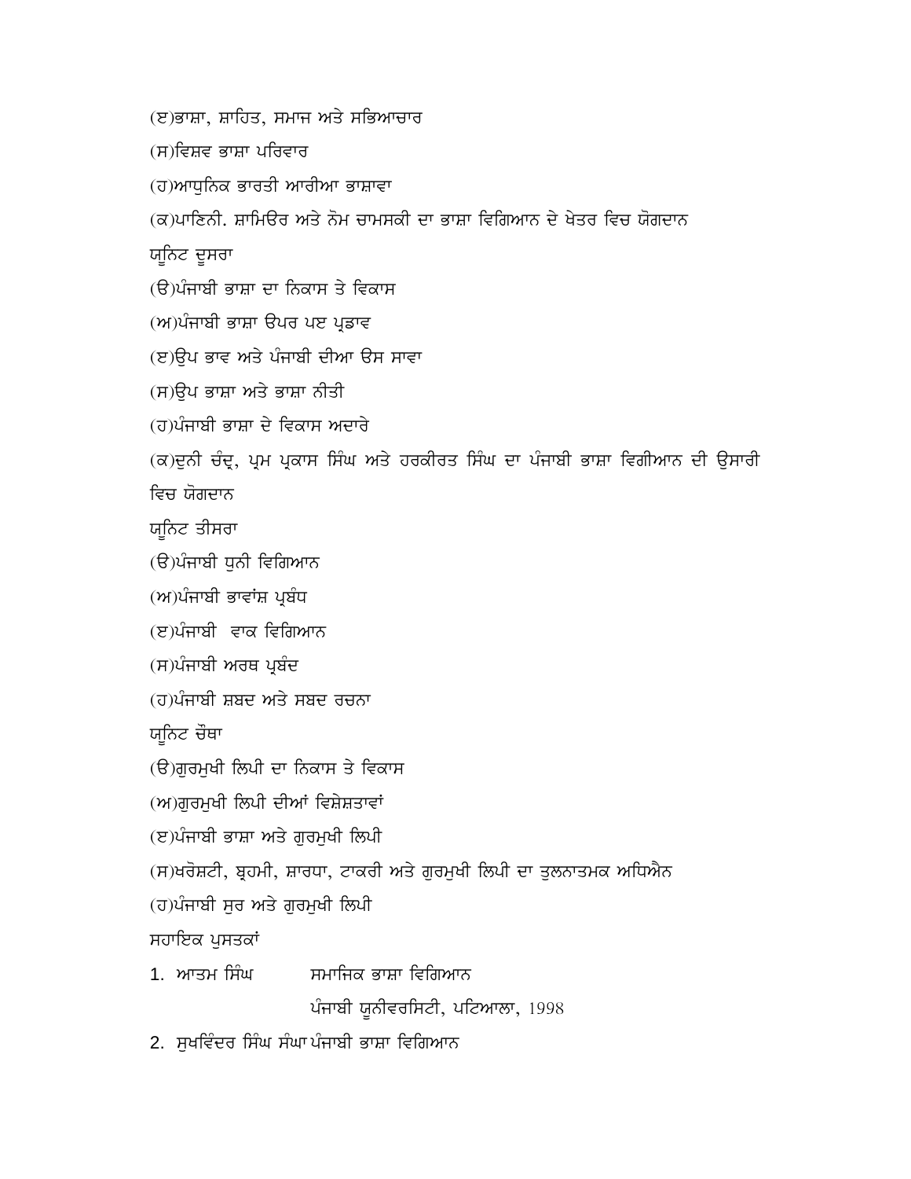(ੲ)ਭਾਸ਼ਾ, ਸ਼ਾਹਿਤ, ਸਮਾਜ ਅਤੇ ਸਭਿਆਚਾਰ

(ਸ)ਵਿਸ਼ਵ ਭਾਸ਼ਾ ਪਰਿਵਾਰ

(ਹ)ਆਧੁਨਿਕ ਭਾਰਤੀ ਆਰੀਆ ਭਾਸ਼ਾਵਾ

(ਕ)ਪਾਣਿਨੀ. ਸ਼ਾਮਿਓਰ ਅਤੇ ਨੋਮ ਚਾਮਸਕੀ ਦਾ ਭਾਸ਼ਾ ਵਿਗਿਆਨ ਦੇ ਖੇਤਰ ਵਿਚ ਯੋਗਦਾਨ

ਯੂਨਿਟ ਦੂਸਰਾ

(ੳ)ਪੰਜਾਬੀ ਭਾਸ਼ਾ ਦਾ ਨਿਕਾਸ ਤੇ ਵਿਕਾਸ

(ਅ)ਪੰਜਾਬੀ ਭਾਸ਼ਾ ਉਪਰ ਪਏ ਪ੍ਰਭਾਵ

(ੲ)ਉਪ ਭਾਵ ਅਤੇ ਪੰਜਾਬੀ ਦੀਆ ਉਸ ਸਾਵਾ

(ਸ)ਉਪ ਭਾਸ਼ਾ ਅਤੇ ਭਾਸ਼ਾ ਨੀਤੀ

(ਹ)ਪੰਜਾਬੀ ਭਾਸ਼ਾ ਦੇ ਵਿਕਾਸ ਅਦਾਰੇ

(ਕ)ਦੁਨੀ ਚੰਦ੍ਰ, ਪ੍ਰਮ ਪ੍ਰਕਾਸ ਸਿੰਘ ਅਤੇ ਹਰਕੀਰਤ ਸਿੰਘ ਦਾ ਪੰਜਾਬੀ ਭਾਸ਼ਾ ਵਿਗੀਆਨ ਦੀ ਉਸਾਰੀ ਵਿਚ ਯੋਗਦਾਨ

ਯੂਨਿਟ ਤੀਸਰਾ

(ੳ)ਪੰਜਾਬੀ ਧੁਨੀ ਵਿਗਿਆਨ

(ਅ)ਪੰਜਾਬੀ ਭਾਵਾਂਸ਼ ਪ੍ਰਬੰਧ

(ੲ)ਪੰਜਾਬੀ ਵਾਕ ਵਿਗਿਆਨ

(ਸ)ਪੰਜਾਬੀ ਅਰਥ ਪ੍ਰਬੰਦ

(ਹ)ਪੰਜਾਬੀ ਸ਼ਬਦ ਅਤੇ ਸਬਦ ਰਚਨਾ

ਯੂਨਿਟ ਚੌਥਾ

(ੳ)ਗੁਰਮੁਖੀ ਲਿਪੀ ਦਾ ਨਿਕਾਸ ਤੇ ਵਿਕਾਸ

(ਅ)ਗੁਰਮੁਖੀ ਲਿਪੀ ਦੀਆਂ ਵਿਸ਼ੇਸ਼ਤਾਵਾਂ

(ੲ)ਪੰਜਾਬੀ ਭਾਸ਼ਾ ਅਤੇ ਗੁਰਮੁਖੀ ਲਿਪੀ

(ਸ)ਖਰੋਸ਼ਟੀ, ਬ੍ਰਹਮੀ, ਸ਼ਾਰਧਾ, ਟਾਕਰੀ ਅਤੇ ਗੁਰਮੁਖੀ ਲਿਪੀ ਦਾ ਤੁਲਨਾਤਮਕ ਅਧਿਐਨ

(ਹ)ਪੰਜਾਬੀ ਸੁਰ ਅਤੇ ਗੁਰਮੁਖੀ ਲਿਪੀ

ਸਹਾਇਕ ਪੁਸਤਕਾਂ

1. ਆਤਮ ਸਿੰਘ ਸਮਾਜਿਕ ਭਾਸ਼ਾ ਵਿਗਿਆਨ
   ਪੰਜਾਬੀ ਯੂਨੀਵਰਸਿਟੀ, ਪਟਿਆਲਾ, 1998
2. ਸੁਖਵਿੰਦਰ ਸਿੰਘ ਸੰਘਾ ਪੰਜਾਬੀ ਭਾਸ਼ਾ ਵਿਗਿਆਨ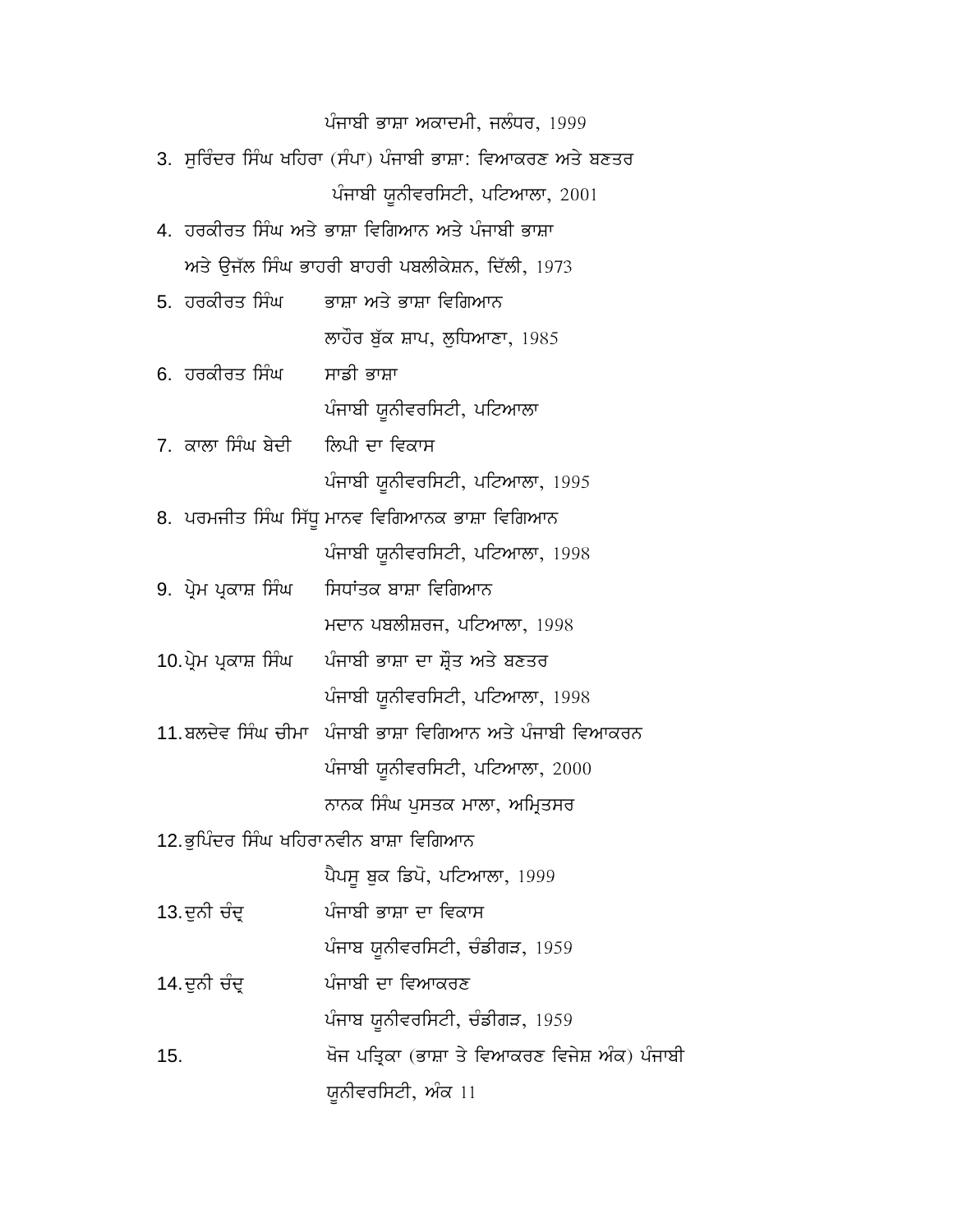ਪੰਜਾਬੀ ਭਾਸ਼ਾ ਅਕਾਦਮੀ, ਜਲੰਧਰ, 1999

3. ਸੁਰਿੰਦਰ ਸਿੰਘ ਖਹਿਰਾ (ਸੰਪਾ) ਪੰਜਾਬੀ ਭਾਸ਼ਾ: ਵਿਆਕਰਣ ਅਤੇ ਬਣਤਰ
   ਪੰਜਾਬੀ ਯੂਨੀਵਰਸਿਟੀ, ਪਟਿਆਲਾ, 2001
4. ਹਰਕੀਰਤ ਸਿੰਘ ਅਤੇ ਭਾਸ਼ਾ ਵਿਗਿਆਨ ਅਤੇ ਪੰਜਾਬੀ ਭਾਸ਼ਾ
   ਅਤੇ ਉਜੱਲ ਸਿੰਘ ਭਾਹਰੀ ਬਾਹਰੀ ਪਬਲੀਕੇਸ਼ਨ, ਦਿੱਲੀ, 1973
5. ਹਰਕੀਰਤ ਸਿੰਘ &nbsp;&nbsp;&nbsp; ਭਾਸ਼ਾ ਅਤੇ ਭਾਸ਼ਾ ਵਿਗਿਆਨ
   ਲਾਹੌਰ ਬੁੱਕ ਸ਼ਾਪ, ਲੁਧਿਆਣਾ, 1985
6. ਹਰਕੀਰਤ ਸਿੰਘ &nbsp;&nbsp;&nbsp; ਸਾਡੀ ਭਾਸ਼ਾ
   ਪੰਜਾਬੀ ਯੂਨੀਵਰਸਿਟੀ, ਪਟਿਆਲਾ
7. ਕਾਲਾ ਸਿੰਘ ਬੇਦੀ &nbsp;&nbsp;&nbsp; ਲਿਪੀ ਦਾ ਵਿਕਾਸ
   ਪੰਜਾਬੀ ਯੂਨੀਵਰਸਿਟੀ, ਪਟਿਆਲਾ, 1995
8. ਪਰਮਜੀਤ ਸਿੰਘ ਸਿੱਧੂ ਮਾਨਵ ਵਿਗਿਆਨਕ ਭਾਸ਼ਾ ਵਿਗਿਆਨ
   ਪੰਜਾਬੀ ਯੂਨੀਵਰਸਿਟੀ, ਪਟਿਆਲਾ, 1998
9. ਪ੍ਰੇਮ ਪ੍ਰਕਾਸ਼ ਸਿੰਘ &nbsp;&nbsp;&nbsp; ਸਿਧਾਂਤਕ ਬਾਸ਼ਾ ਵਿਗਿਆਨ
   ਮਦਾਨ ਪਬਲੀਸ਼ਰਜ, ਪਟਿਆਲਾ, 1998
10. ਪ੍ਰੇਮ ਪ੍ਰਕਾਸ਼ ਸਿੰਘ &nbsp;&nbsp;&nbsp; ਪੰਜਾਬੀ ਭਾਸ਼ਾ ਦਾ ਸ੍ਰੋਤ ਅਤੇ ਬਣਤਰ
    ਪੰਜਾਬੀ ਯੂਨੀਵਰਸਿਟੀ, ਪਟਿਆਲਾ, 1998
11. ਬਲਦੇਵ ਸਿੰਘ ਚੀਮਾ &nbsp;&nbsp;&nbsp; ਪੰਜਾਬੀ ਭਾਸ਼ਾ ਵਿਗਿਆਨ ਅਤੇ ਪੰਜਾਬੀ ਵਿਆਕਰਨ
    ਪੰਜਾਬੀ ਯੂਨੀਵਰਸਿਟੀ, ਪਟਿਆਲਾ, 2000
    ਨਾਨਕ ਸਿੰਘ ਪੁਸਤਕ ਮਾਲਾ, ਅਮ੍ਰਿਤਸਰ
12. ਭੁਪਿੰਦਰ ਸਿੰਘ ਖਹਿਰਾ ਨਵੀਨ ਬਾਸ਼ਾ ਵਿਗਿਆਨ
    ਪੈਪਸੂ ਬੁਕ ਡਿਪੋ, ਪਟਿਆਲਾ, 1999
13. ਦੁਨੀ ਚੰਦ੍ਰ &nbsp;&nbsp;&nbsp; ਪੰਜਾਬੀ ਭਾਸ਼ਾ ਦਾ ਵਿਕਾਸ
    ਪੰਜਾਬ ਯੂਨੀਵਰਸਿਟੀ, ਚੰਡੀਗੜ, 1959
14. ਦੁਨੀ ਚੰਦ੍ਰ &nbsp;&nbsp;&nbsp; ਪੰਜਾਬੀ ਦਾ ਵਿਆਕਰਣ
    ਪੰਜਾਬ ਯੂਨੀਵਰਸਿਟੀ, ਚੰਡੀਗੜ, 1959
15. &nbsp;&nbsp;&nbsp; ਖੋਜ ਪਤ੍ਰਿਕਾ (ਭਾਸ਼ਾ ਤੇ ਵਿਆਕਰਣ ਵਿਜੇਸ਼ ਅੰਕ) ਪੰਜਾਬੀ
    ਯੂਨੀਵਰਸਿਟੀ, ਅੰਕ 11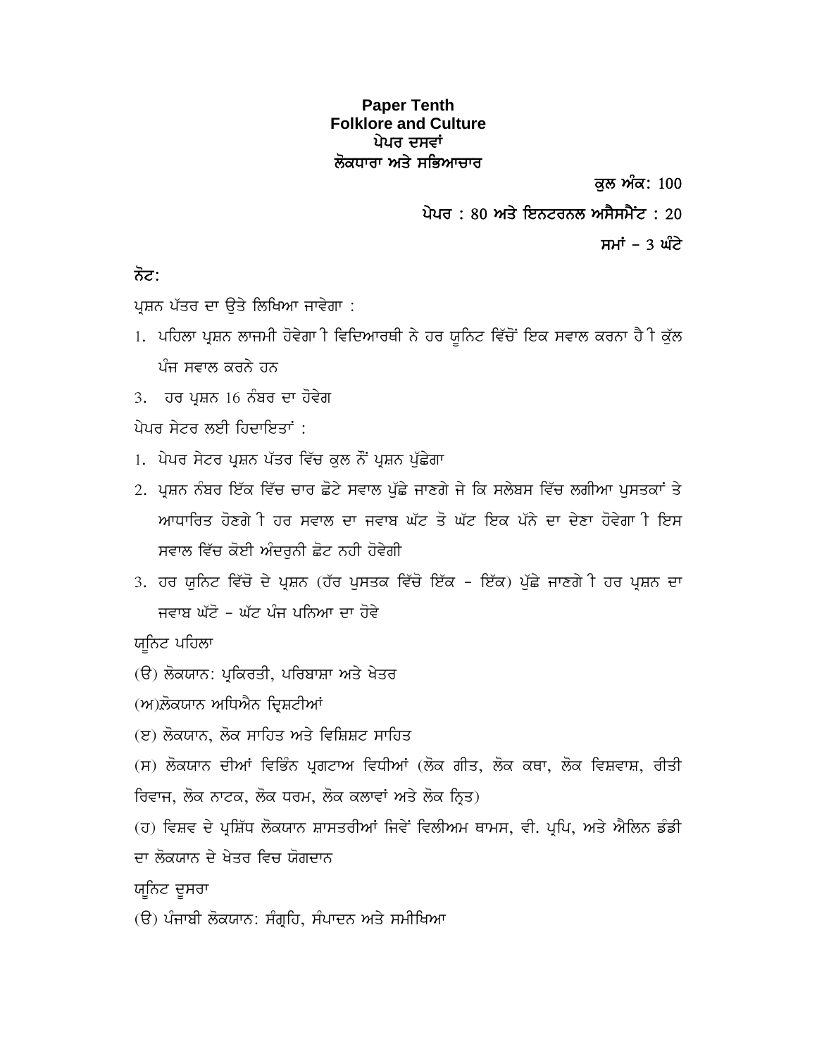**Paper Tenth**
**Folklore and Culture**
**ਪੇਪਰ ਦਸਵਾਂ**
**ਲੋਕਧਾਰਾ ਅਤੇ ਸਭਿਆਚਾਰ**

**ਕੁਲ ਅੰਕ:** 100

**ਪੇਪਰ :** 80 **ਅਤੇ ਇਨਟਰਨਲ ਅਸੈਸਮੈਂਟ :** 20

**ਸਮਾਂ –** 3 **ਘੰਟੇ**

**ਨੋਟ:**

ਪ੍ਰਸ਼ਨ ਪੱਤਰ ਦਾ ਉਤੇ ਲਿਖਿਆ ਜਾਵੇਗਾ :

1. ਪਹਿਲਾ ਪ੍ਰਸ਼ਨ ਲਾਜਮੀ ਹੋਵੇਗਾ ੀ ਵਿਦਿਆਰਥੀ ਨੇ ਹਰ ਯੂਨਿਟ ਵਿੱਚੋਂ ਇਕ ਸਵਾਲ ਕਰਨਾ ਹੈ ੀ ਕੁੱਲ ਪੰਜ ਸਵਾਲ ਕਰਨੇ ਹਨ

3. ਹਰ ਪ੍ਰਸ਼ਨ 16 ਨੰਬਰ ਦਾ ਹੋਵੇਗ

ਪੇਪਰ ਸੇਟਰ ਲਈ ਹਿਦਾਇਤਾਂ :

1. ਪੇਪਰ ਸੇਟਰ ਪ੍ਰਸ਼ਨ ਪੱਤਰ ਵਿੱਚ ਕੁਲ ਨੌਂ ਪ੍ਰਸ਼ਨ ਪੁੱਛੇਗਾ
2. ਪ੍ਰਸ਼ਨ ਨੰਬਰ ਇੱਕ ਵਿੱਚ ਚਾਰ ਛੋਟੇ ਸਵਾਲ ਪੁੱਛੇ ਜਾਣਗੇ ਜੋ ਕਿ ਸਲੇਬਸ ਵਿੱਚ ਲਗੀਆ ਪੁਸਤਕਾਂ ਤੇ ਆਧਾਰਿਤ ਹੋਣਗੇ ੀ ਹਰ ਸਵਾਲ ਦਾ ਜਵਾਬ ਘੱਟ ਤੋ ਘੱਟ ਇਕ ਪੰਨੇ ਦਾ ਦੇਣਾ ਹੋਵੇਗਾ ੀ ਇਸ ਸਵਾਲ ਵਿੱਚ ਕੋਈ ਅੰਦਰੂਨੀ ਛੋਟ ਨਹੀ ਹੋਵੇਗੀ
3. ਹਰ ਯੂਨਿਟ ਵਿੱਚੋ ਦੋ ਪ੍ਰਸ਼ਨ (ਹੱਰ ਪੁਸਤਕ ਵਿੱਚੋ ਇੱਕ – ਇੱਕ) ਪੁੱਛੇ ਜਾਣਗੇ ੀ ਹਰ ਪ੍ਰਸ਼ਨ ਦਾ ਜਵਾਬ ਘੱਟੋ – ਘੱਟ ਪੰਜ ਪਨਿਆ ਦਾ ਹੋਵੇ

ਯੂਨਿਟ ਪਹਿਲਾ

(ੳ) ਲੋਕਯਾਨ: ਪ੍ਰਕਿਰਤੀ, ਪਰਿਭਾਸ਼ਾ ਅਤੇ ਖੇਤਰ

(ਅ)ਲੋਕਯਾਨ ਅਧਿਐਨ ਦ੍ਰਿਸ਼ਟੀਆਂ

(ੲ) ਲੋਕਯਾਨ, ਲੋਕ ਸਾਹਿਤ ਅਤੇ ਵਿਸ਼ਿਸ਼ਟ ਸਾਹਿਤ

(ਸ) ਲੋਕਯਾਨ ਦੀਆਂ ਵਿਭਿੰਨ ਪ੍ਰਗਟਾਅ ਵਿਧੀਆਂ (ਲੋਕ ਗੀਤ, ਲੋਕ ਕਥਾ, ਲੋਕ ਵਿਸ਼ਵਾਸ਼, ਰੀਤੀ ਰਿਵਾਜ, ਲੋਕ ਨਾਟਕ, ਲੋਕ ਧਰਮ, ਲੋਕ ਕਲਾਵਾਂ ਅਤੇ ਲੋਕ ਨ੍ਰਿਤ)

(ਹ) ਵਿਸ਼ਵ ਦੇ ਪ੍ਰਸ਼ਿੱਧ ਲੋਕਯਾਨ ਸ਼ਾਸਤਰੀਆਂ ਜਿਵੇਂ ਵਿਲੀਅਮ ਥਾਮਸ, ਵੀ. ਪ੍ਰਪਿ, ਅਤੇ ਐਲਿਨ ਡੰਡੀ ਦਾ ਲੋਕਯਾਨ ਦੇ ਖੇਤਰ ਵਿਚ ਯੋਗਦਾਨ

ਯੂਨਿਟ ਦੂਸਰਾ

(ੳ) ਪੰਜਾਬੀ ਲੋਕਯਾਨ: ਸੰਗ੍ਰਹਿ, ਸੰਪਾਦਨ ਅਤੇ ਸਮੀਖਿਆ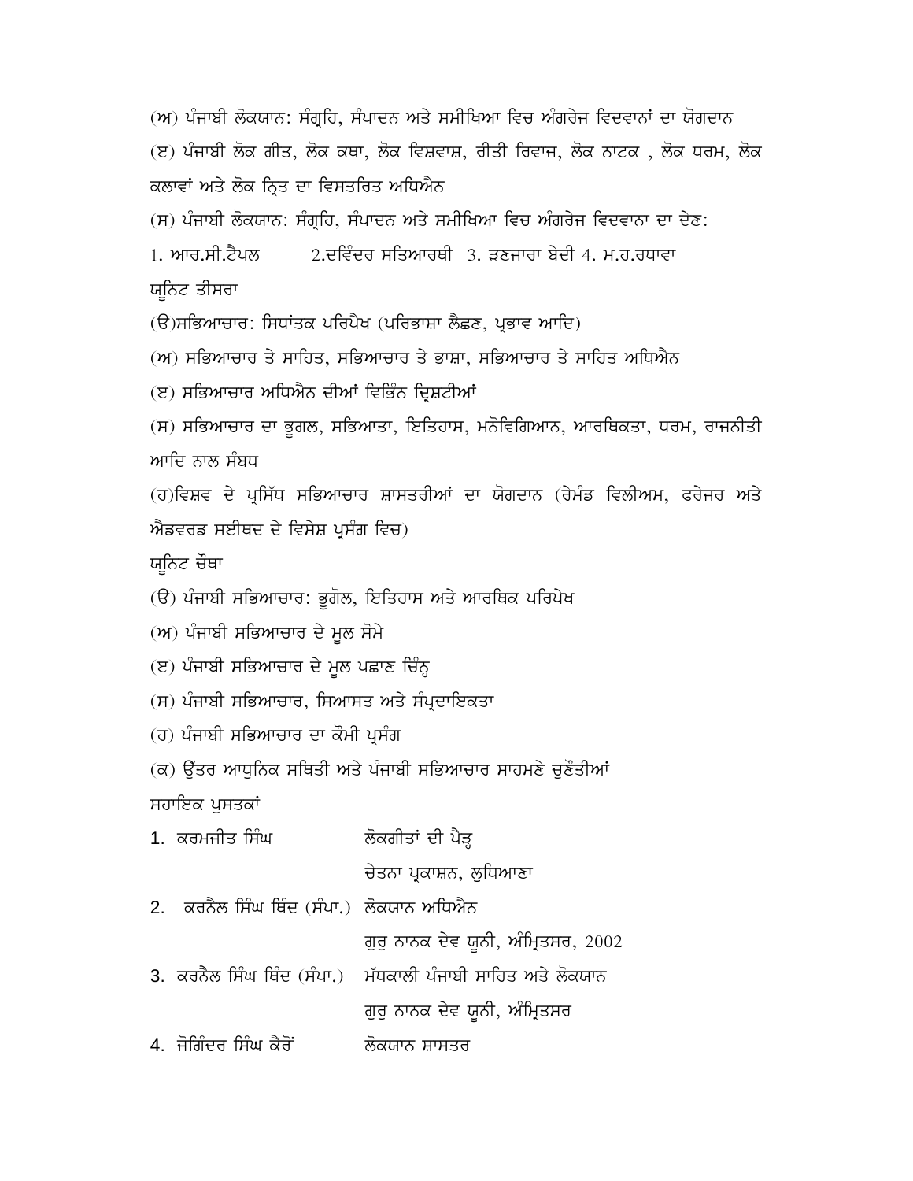(ਅ) ਪੰਜਾਬੀ ਲੋਕਯਾਨ: ਸੰਗ੍ਰਹਿ, ਸੰਪਾਦਨ ਅਤੇ ਸਮੀਖਿਆ ਵਿਚ ਅੰਗਰੇਜ ਵਿਦਵਾਨਾਂ ਦਾ ਯੋਗਦਾਨ

(ੲ) ਪੰਜਾਬੀ ਲੋਕ ਗੀਤ, ਲੋਕ ਕਥਾ, ਲੋਕ ਵਿਸ਼ਵਾਸ਼, ਰੀਤੀ ਰਿਵਾਜ, ਲੋਕ ਨਾਟਕ , ਲੋਕ ਧਰਮ, ਲੋਕ ਕਲਾਵਾਂ ਅਤੇ ਲੋਕ ਨ੍ਰਿਤ ਦਾ ਵਿਸਤਰਿਤ ਅਧਿਐਨ

(ਸ) ਪੰਜਾਬੀ ਲੋਕਯਾਨ: ਸੰਗ੍ਰਹਿ, ਸੰਪਾਦਨ ਅਤੇ ਸਮੀਖਿਆ ਵਿਚ ਅੰਗਰੇਜ ਵਿਦਵਾਨਾ ਦਾ ਦੇਣ:

1. ਆਰ.ਸੀ.ਟੈਂਪਲ 2.ਦਵਿੰਦਰ ਸਤਿਆਰਥੀ 3. ਡਣਜਾਰਾ ਬੇਦੀ 4. ਮ.ਹ.ਰਧਾਵਾ

ਯੂਨਿਟ ਤੀਸਰਾ

(ੳ)ਸਭਿਆਚਾਰ: ਸਿਧਾਂਤਕ ਪਰਿਪੇਖ (ਪਰਿਭਾਸ਼ਾ ਲੈਛਣ, ਪ੍ਰਭਾਵ ਆਦਿ)

(ਅ) ਸਭਿਆਚਾਰ ਤੇ ਸਾਹਿਤ, ਸਭਿਆਚਾਰ ਤੇ ਭਾਸ਼ਾ, ਸਭਿਆਚਾਰ ਤੇ ਸਾਹਿਤ ਅਧਿਐਨ

(ੲ) ਸਭਿਆਚਾਰ ਅਧਿਐਨ ਦੀਆਂ ਵਿਭਿੰਨ ਦ੍ਰਿਸ਼ਟੀਆਂ

(ਸ) ਸਭਿਆਚਾਰ ਦਾ ਭੂਗਲ, ਸਭਿਆਤਾ, ਇਤਿਹਾਸ, ਮਨੋਵਿਗਿਆਨ, ਆਰਥਿਕਤਾ, ਧਰਮ, ਰਾਜਨੀਤੀ ਆਦਿ ਨਾਲ ਸੰਬਧ

(ਹ)ਵਿਸ਼ਵ ਦੇ ਪ੍ਰਸਿੱਧ ਸਭਿਆਚਾਰ ਸ਼ਾਸਤਰੀਆਂ ਦਾ ਯੋਗਦਾਨ (ਰੇਮੰਡ ਵਿਲੀਅਮ, ਫਰੇਜਰ ਅਤੇ ਐਡਵਰਡ ਸਈਥਦ ਦੇ ਵਿਸੇਸ਼ ਪ੍ਰਸੰਗ ਵਿਚ)

ਯੂਨਿਟ ਚੌਥਾ

(ੳ) ਪੰਜਾਬੀ ਸਭਿਆਚਾਰ: ਭੂਗੋਲ, ਇਤਿਹਾਸ ਅਤੇ ਆਰਥਿਕ ਪਰਿਪੇਖ

(ਅ) ਪੰਜਾਬੀ ਸਭਿਆਚਾਰ ਦੇ ਮੂਲ ਸੋਮੇ

(ੲ) ਪੰਜਾਬੀ ਸਭਿਆਚਾਰ ਦੇ ਮੂਲ ਪਛਾਣ ਚਿੰਨ੍ਹ

(ਸ) ਪੰਜਾਬੀ ਸਭਿਆਚਾਰ, ਸਿਆਸਤ ਅਤੇ ਸੰਪ੍ਰਦਾਇਕਤਾ

(ਹ) ਪੰਜਾਬੀ ਸਭਿਆਚਾਰ ਦਾ ਕੌਮੀ ਪ੍ਰਸੰਗ

(ਕ) ਉੱਤਰ ਆਧੁਨਿਕ ਸਥਿਤੀ ਅਤੇ ਪੰਜਾਬੀ ਸਭਿਆਚਾਰ ਸਾਹਮਣੇ ਚੁਣੌਤੀਆਂ

ਸਹਾਇਕ ਪੁਸਤਕਾਂ

1. ਕਰਮਜੀਤ ਸਿੰਘ — ਲੋਕਗੀਤਾਂ ਦੀ ਪੈੜ੍ਹ
   ਚੇਤਨਾ ਪ੍ਰਕਾਸ਼ਨ, ਲੁਧਿਆਣਾ
2. ਕਰਨੈਲ ਸਿੰਘ ਥਿੰਦ (ਸੰਪਾ.) — ਲੋਕਯਾਨ ਅਧਿਐਨ
   ਗੁਰੂ ਨਾਨਕ ਦੇਵ ਯੂਨੀ, ਅੰਮ੍ਰਿਤਸਰ, 2002
3. ਕਰਨੈਲ ਸਿੰਘ ਥਿੰਦ (ਸੰਪਾ.) — ਮੱਧਕਾਲੀ ਪੰਜਾਬੀ ਸਾਹਿਤ ਅਤੇ ਲੋਕਯਾਨ
   ਗੁਰੂ ਨਾਨਕ ਦੇਵ ਯੂਨੀ, ਅੰਮ੍ਰਿਤਸਰ
4. ਜੋਗਿੰਦਰ ਸਿੰਘ ਕੈਰੋਂ — ਲੋਕਯਾਨ ਸ਼ਾਸਤਰ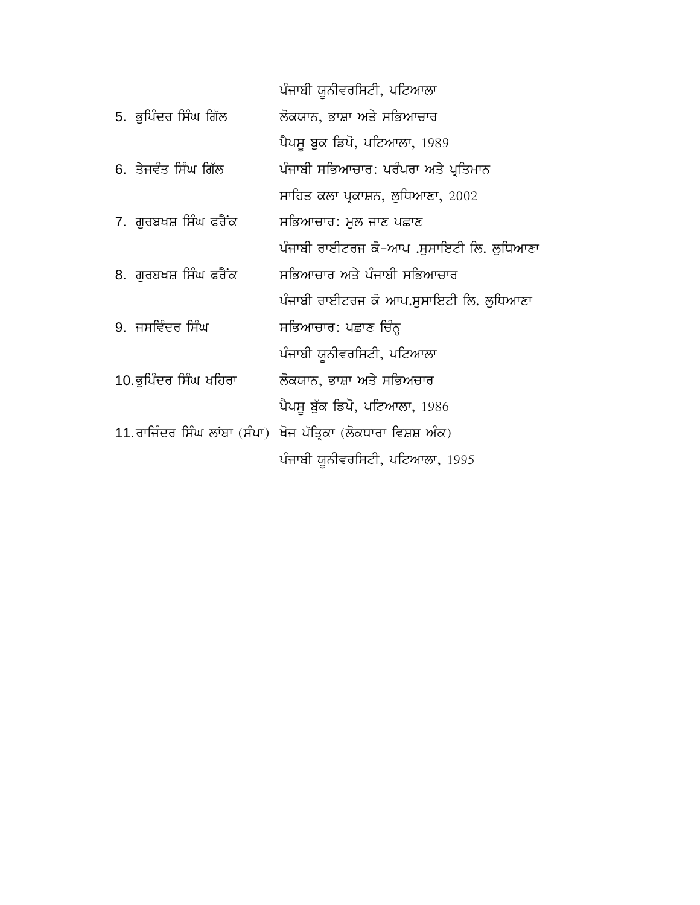ਪੰਜਾਬੀ ਯੂਨੀਵਰਸਿਟੀ, ਪਟਿਆਲਾ

5. ਭੁਪਿੰਦਰ ਸਿੰਘ ਗਿੱਲ — ਲੋਕਯਾਨ, ਭਾਸ਼ਾ ਅਤੇ ਸਭਿਆਚਾਰ
   ਪੈਪਸੂ ਬੁਕ ਡਿਪੋ, ਪਟਿਆਲਾ, 1989

6. ਤੇਜਵੰਤ ਸਿੰਘ ਗਿੱਲ — ਪੰਜਾਬੀ ਸਭਿਆਚਾਰ: ਪਰੰਪਰਾ ਅਤੇ ਪ੍ਰਤਿਮਾਨ
   ਸਾਹਿਤ ਕਲਾ ਪ੍ਰਕਾਸ਼ਨ, ਲੁਧਿਆਣਾ, 2002

7. ਗੁਰਬਖਸ਼ ਸਿੰਘ ਫਰੈਂਕ — ਸਭਿਆਚਾਰ: ਮੁਲ ਜਾਣ ਪਛਾਣ
   ਪੰਜਾਬੀ ਰਾਈਟਰਜ ਕੋ-ਆਪ .ਸੁਸਾਇਟੀ ਲਿ. ਲੁਧਿਆਣਾ

8. ਗੁਰਬਖਸ਼ ਸਿੰਘ ਫਰੈਂਕ — ਸਭਿਆਚਾਰ ਅਤੇ ਪੰਜਾਬੀ ਸਭਿਆਚਾਰ
   ਪੰਜਾਬੀ ਰਾਈਟਰਜ ਕੋ ਆਪ.ਸੁਸਾਇਟੀ ਲਿ. ਲੁਧਿਆਣਾ

9. ਜਸਵਿੰਦਰ ਸਿੰਘ — ਸਭਿਆਚਾਰ: ਪਛਾਣ ਚਿੰਨ੍ਹ
   ਪੰਜਾਬੀ ਯੂਨੀਵਰਸਿਟੀ, ਪਟਿਆਲਾ

10. ਭੁਪਿੰਦਰ ਸਿੰਘ ਖਹਿਰਾ — ਲੋਕਯਾਨ, ਭਾਸ਼ਾ ਅਤੇ ਸਭਿਅਚਾਰ
    ਪੈਪਸੂ ਬੁੱਕ ਡਿਪੋ, ਪਟਿਆਲਾ, 1986

11. ਰਾਜਿੰਦਰ ਸਿੰਘ ਲਾਂਬਾ (ਸੰਪਾ) — ਖੋਜ ਪੱਤ੍ਰਿਕਾ (ਲੋਕਧਾਰਾ ਵਿਸ਼ਸ਼ ਅੰਕ)
    ਪੰਜਾਬੀ ਯੂਨੀਵਰਸਿਟੀ, ਪਟਿਆਲਾ, 1995